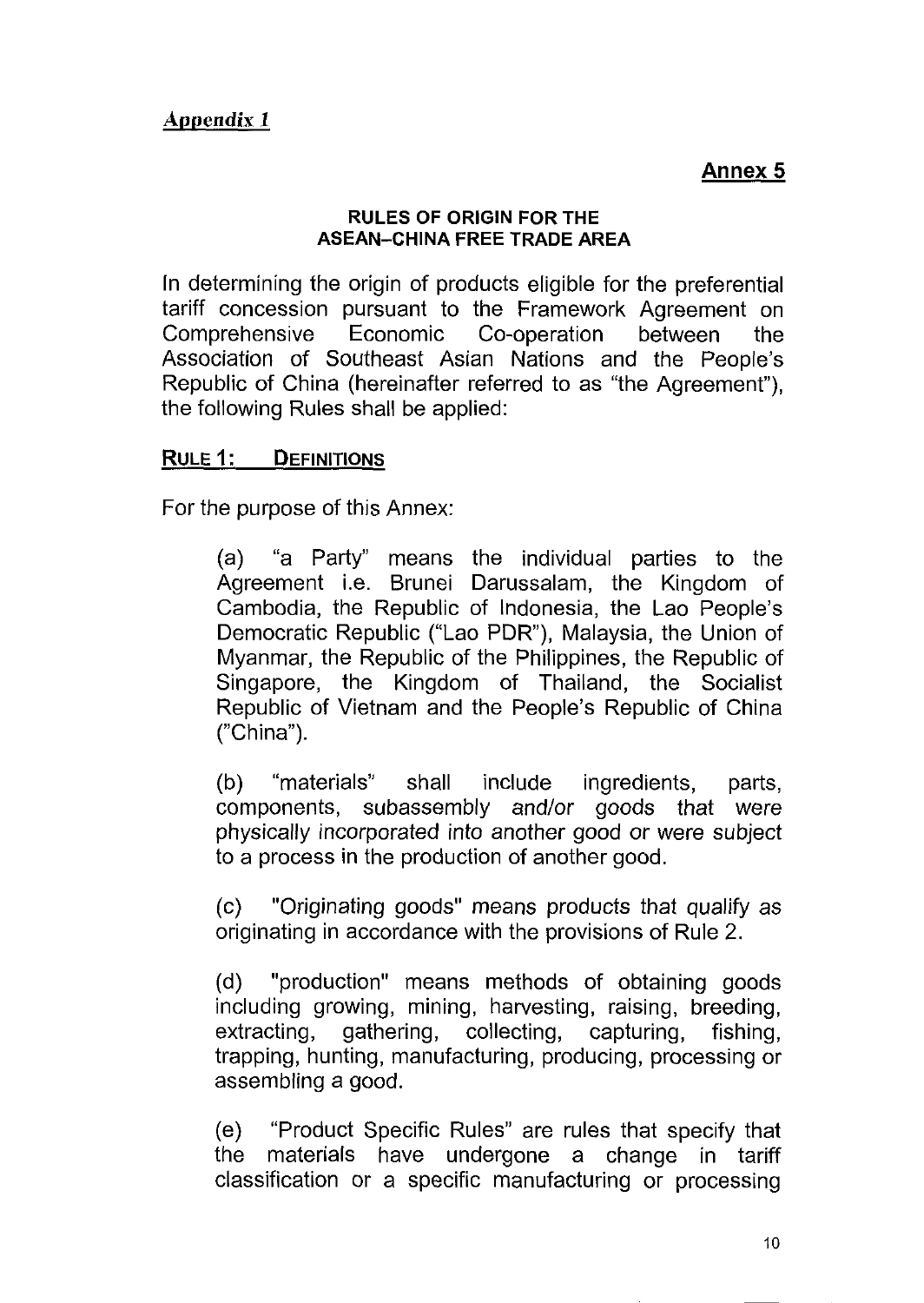***Appendix 1***

## Annex 5

### RULES OF ORIGIN FOR THE ASEAN–CHINA FREE TRADE AREA

In determining the origin of products eligible for the preferential tariff concession pursuant to the Framework Agreement on Comprehensive Economic Co-operation between the Association of Southeast Asian Nations and the People's Republic of China (hereinafter referred to as "the Agreement"), the following Rules shall be applied:

### RULE 1: DEFINITIONS

For the purpose of this Annex:

(a) "a Party" means the individual parties to the Agreement i.e. Brunei Darussalam, the Kingdom of Cambodia, the Republic of Indonesia, the Lao People's Democratic Republic ("Lao PDR"), Malaysia, the Union of Myanmar, the Republic of the Philippines, the Republic of Singapore, the Kingdom of Thailand, the Socialist Republic of Vietnam and the People's Republic of China ("China").

(b) "materials" shall include ingredients, parts, components, subassembly and/or goods that were physically incorporated into another good or were subject to a process in the production of another good.

(c) "Originating goods" means products that qualify as originating in accordance with the provisions of Rule 2.

(d) "production" means methods of obtaining goods including growing, mining, harvesting, raising, breeding, extracting, gathering, collecting, capturing, fishing, trapping, hunting, manufacturing, producing, processing or assembling a good.

(e) "Product Specific Rules" are rules that specify that the materials have undergone a change in tariff classification or a specific manufacturing or processing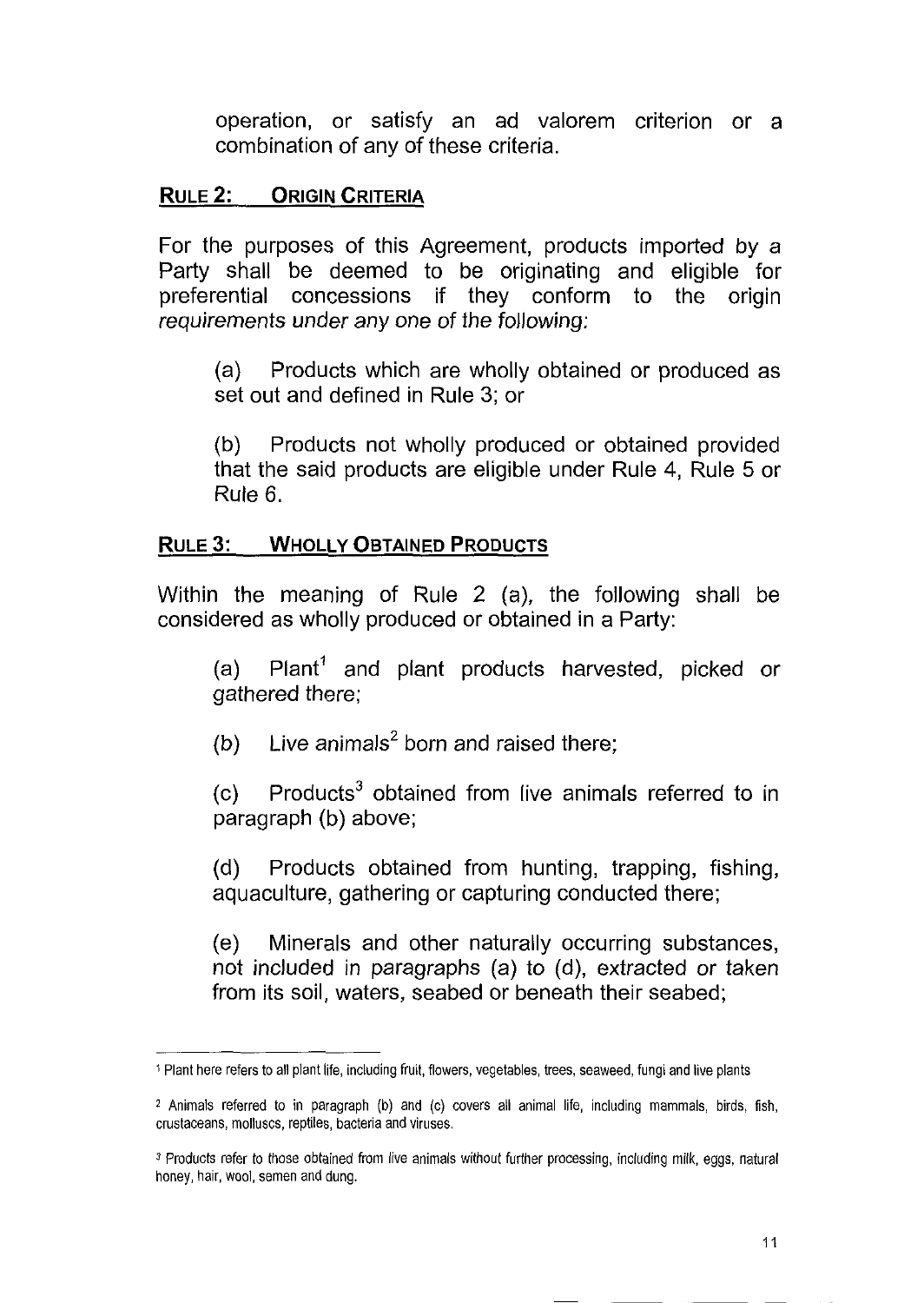operation, or satisfy an ad valorem criterion or a combination of any of these criteria.

## RULE 2: ORIGIN CRITERIA

For the purposes of this Agreement, products imported by a Party shall be deemed to be originating and eligible for preferential concessions if they conform to the origin requirements under any one of the following:

(a) Products which are wholly obtained or produced as set out and defined in Rule 3; or

(b) Products not wholly produced or obtained provided that the said products are eligible under Rule 4, Rule 5 or Rule 6.

## RULE 3: WHOLLY OBTAINED PRODUCTS

Within the meaning of Rule 2 (a), the following shall be considered as wholly produced or obtained in a Party:

(a) Plant[1] and plant products harvested, picked or gathered there;

(b) Live animals[2] born and raised there;

(c) Products[3] obtained from live animals referred to in paragraph (b) above;

(d) Products obtained from hunting, trapping, fishing, aquaculture, gathering or capturing conducted there;

(e) Minerals and other naturally occurring substances, not included in paragraphs (a) to (d), extracted or taken from its soil, waters, seabed or beneath their seabed;

---

[1] Plant here refers to all plant life, including fruit, flowers, vegetables, trees, seaweed, fungi and live plants

[2] Animals referred to in paragraph (b) and (c) covers all animal life, including mammals, birds, fish, crustaceans, molluscs, reptiles, bacteria and viruses.

[3] Products refer to those obtained from live animals without further processing, including milk, eggs, natural honey, hair, wool, semen and dung.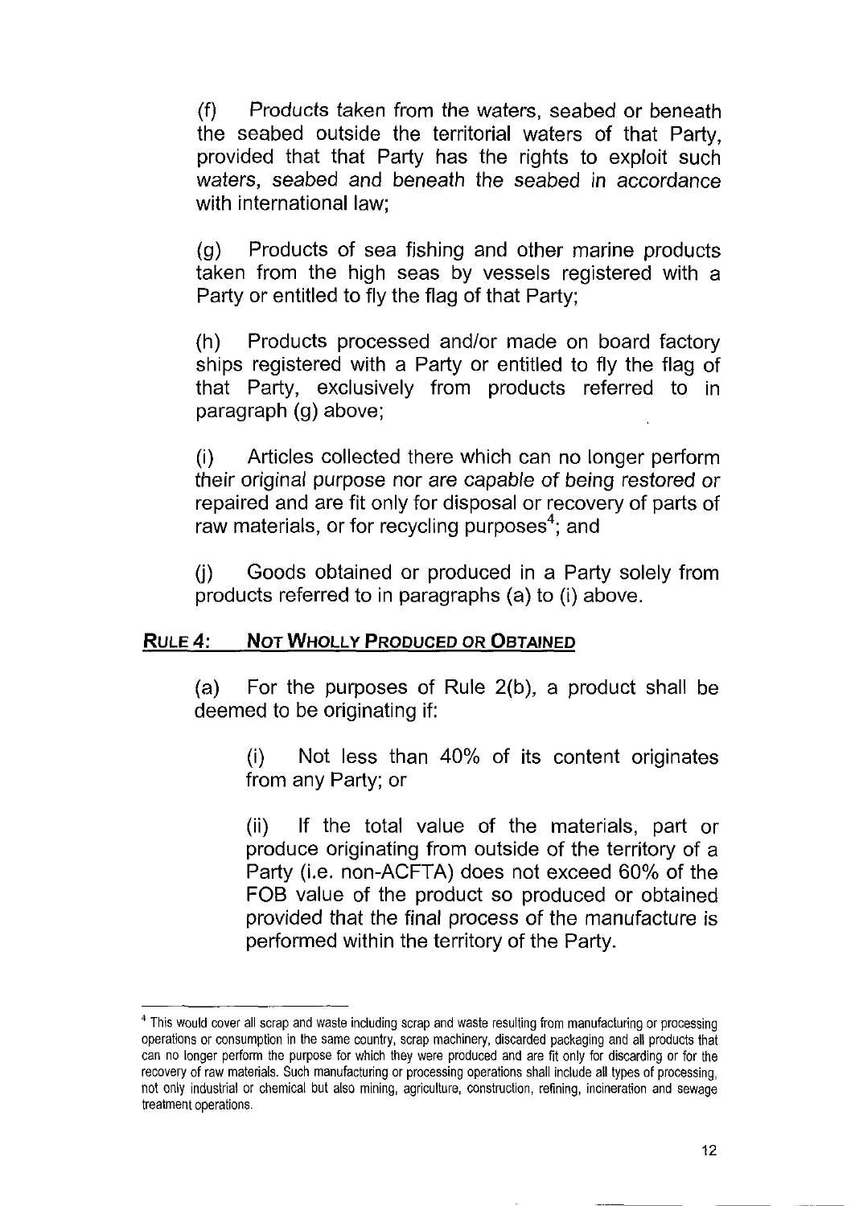(f) Products taken from the waters, seabed or beneath the seabed outside the territorial waters of that Party, provided that that Party has the rights to exploit such waters, seabed and beneath the seabed in accordance with international law;

(g) Products of sea fishing and other marine products taken from the high seas by vessels registered with a Party or entitled to fly the flag of that Party;

(h) Products processed and/or made on board factory ships registered with a Party or entitled to fly the flag of that Party, exclusively from products referred to in paragraph (g) above;

(i) Articles collected there which can no longer perform their original purpose nor are capable of being restored or repaired and are fit only for disposal or recovery of parts of raw materials, or for recycling purposes[4]; and

(j) Goods obtained or produced in a Party solely from products referred to in paragraphs (a) to (i) above.

## Rule 4: Not Wholly Produced or Obtained

(a) For the purposes of Rule 2(b), a product shall be deemed to be originating if:

> (i) Not less than 40% of its content originates from any Party; or
>
> (ii) If the total value of the materials, part or produce originating from outside of the territory of a Party (i.e. non-ACFTA) does not exceed 60% of the FOB value of the product so produced or obtained provided that the final process of the manufacture is performed within the territory of the Party.

---

[4] This would cover all scrap and waste including scrap and waste resulting from manufacturing or processing operations or consumption in the same country, scrap machinery, discarded packaging and all products that can no longer perform the purpose for which they were produced and are fit only for discarding or for the recovery of raw materials. Such manufacturing or processing operations shall include all types of processing, not only industrial or chemical but also mining, agriculture, construction, refining, incineration and sewage treatment operations.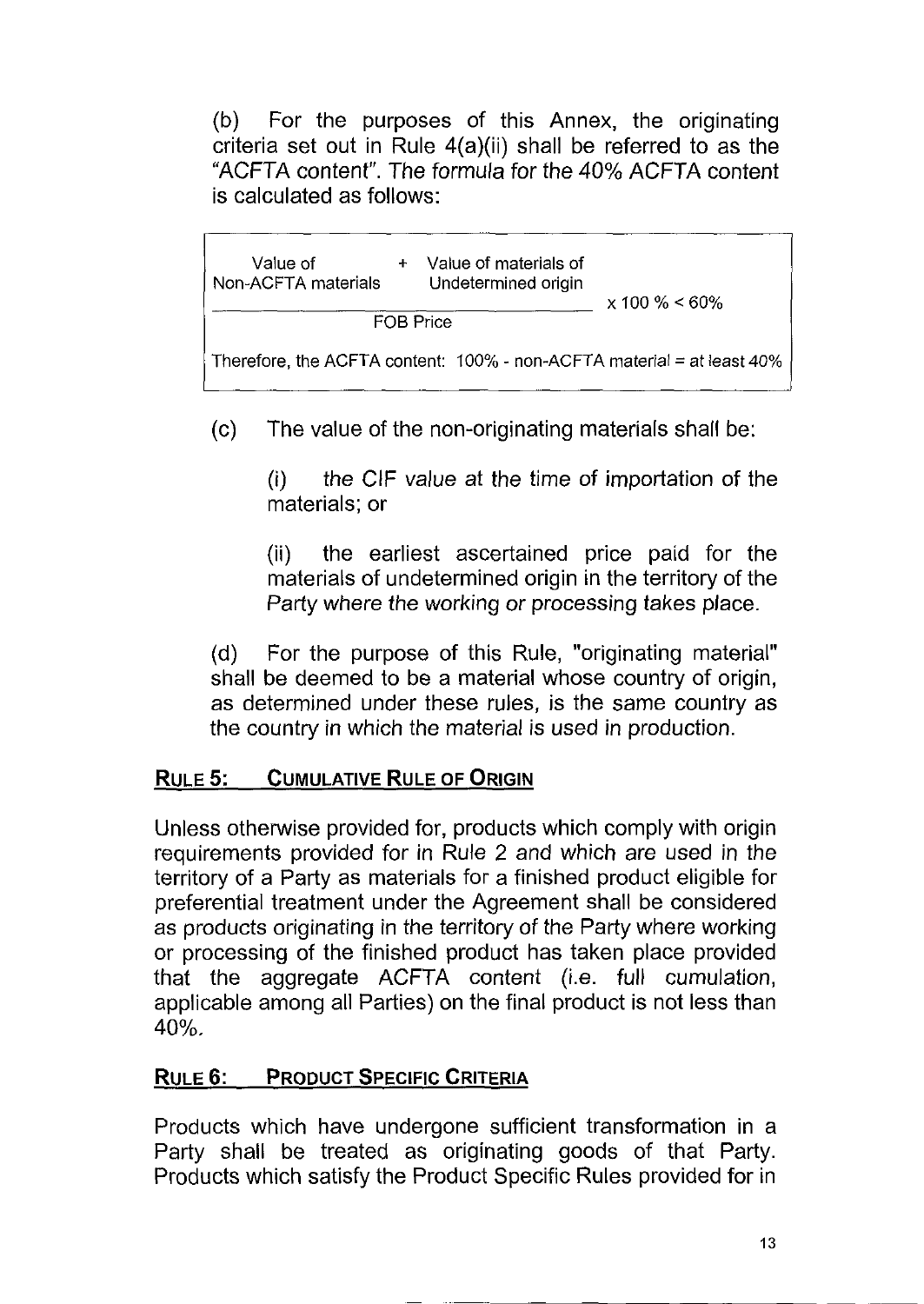(b) For the purposes of this Annex, the originating criteria set out in Rule 4(a)(ii) shall be referred to as the "ACFTA content". The formula for the 40% ACFTA content is calculated as follows:

$$\frac{\text{Value of Non-ACFTA materials} + \text{Value of materials of Undetermined origin}}{\text{FOB Price}} \times 100\% < 60\%$$

Therefore, the ACFTA content: 100% - non-ACFTA material = at least 40%

(c) The value of the non-originating materials shall be:

(i) the CIF value at the time of importation of the materials; or

(ii) the earliest ascertained price paid for the materials of undetermined origin in the territory of the Party where the working or processing takes place.

(d) For the purpose of this Rule, "originating material" shall be deemed to be a material whose country of origin, as determined under these rules, is the same country as the country in which the material is used in production.

## RULE 5: CUMULATIVE RULE OF ORIGIN

Unless otherwise provided for, products which comply with origin requirements provided for in Rule 2 and which are used in the territory of a Party as materials for a finished product eligible for preferential treatment under the Agreement shall be considered as products originating in the territory of the Party where working or processing of the finished product has taken place provided that the aggregate ACFTA content (i.e. full cumulation, applicable among all Parties) on the final product is not less than 40%.

## RULE 6: PRODUCT SPECIFIC CRITERIA

Products which have undergone sufficient transformation in a Party shall be treated as originating goods of that Party. Products which satisfy the Product Specific Rules provided for in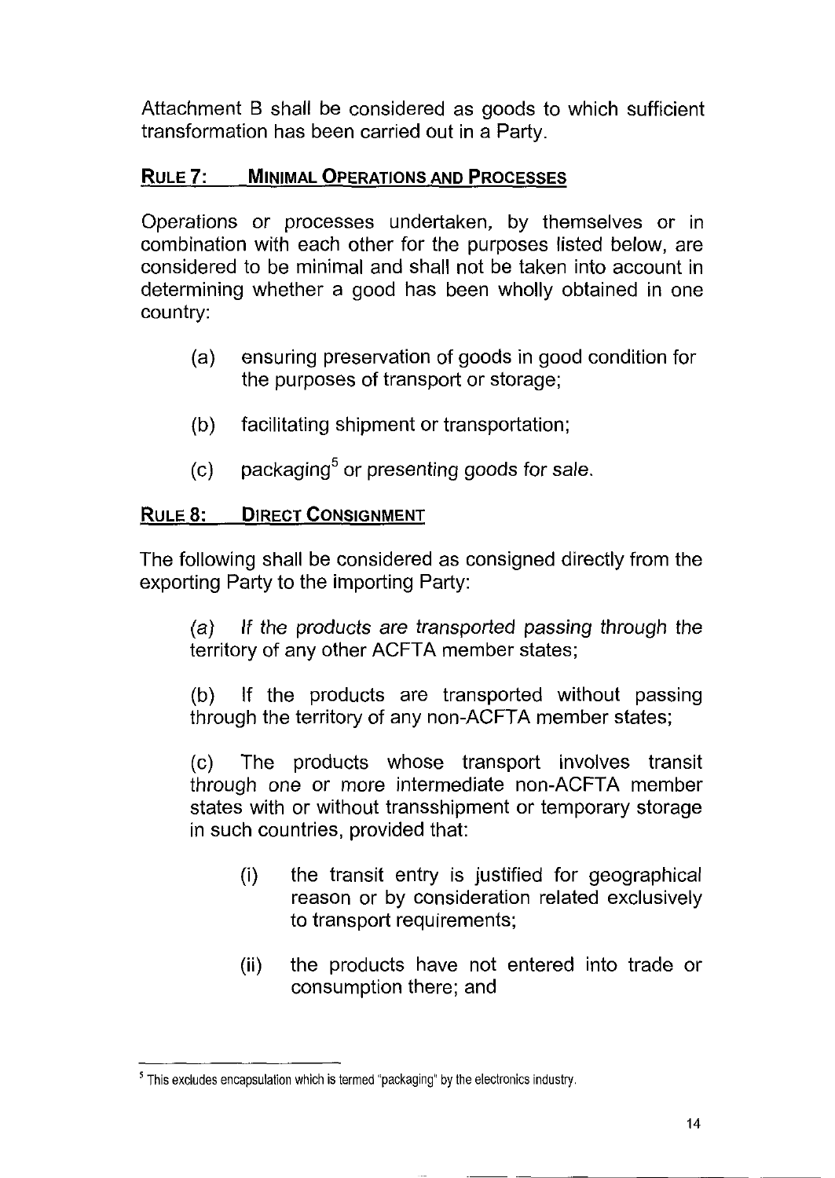Attachment B shall be considered as goods to which sufficient transformation has been carried out in a Party.

## RULE 7: MINIMAL OPERATIONS AND PROCESSES

Operations or processes undertaken, by themselves or in combination with each other for the purposes listed below, are considered to be minimal and shall not be taken into account in determining whether a good has been wholly obtained in one country:

(a) ensuring preservation of goods in good condition for the purposes of transport or storage;

(b) facilitating shipment or transportation;

(c) packaging[5] or presenting goods for sale.

## RULE 8: DIRECT CONSIGNMENT

The following shall be considered as consigned directly from the exporting Party to the importing Party:

*(a) If the products are transported passing through the territory of any other ACFTA member states;*

(b) If the products are transported without passing through the territory of any non-ACFTA member states;

(c) The products whose transport involves transit through one or more intermediate non-ACFTA member states with or without transshipment or temporary storage in such countries, provided that:

(i) the transit entry is justified for geographical reason or by consideration related exclusively to transport requirements;

(ii) the products have not entered into trade or consumption there; and

---

[5] This excludes encapsulation which is termed "packaging" by the electronics industry.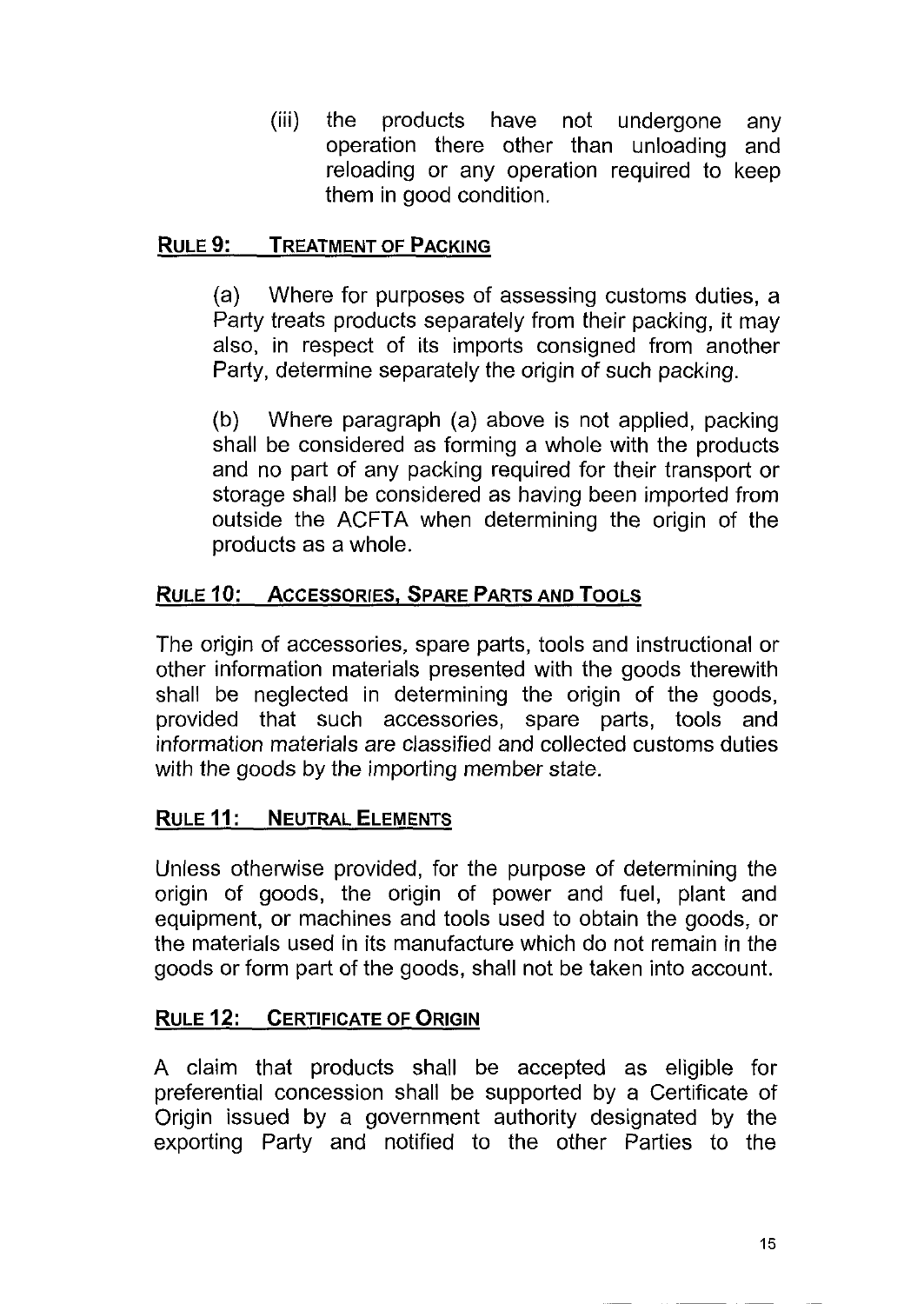(iii) the products have not undergone any operation there other than unloading and reloading or any operation required to keep them in good condition.

## RULE 9: TREATMENT OF PACKING

(a) Where for purposes of assessing customs duties, a Party treats products separately from their packing, it may also, in respect of its imports consigned from another Party, determine separately the origin of such packing.

(b) Where paragraph (a) above is not applied, packing shall be considered as forming a whole with the products and no part of any packing required for their transport or storage shall be considered as having been imported from outside the ACFTA when determining the origin of the products as a whole.

## RULE 10: ACCESSORIES, SPARE PARTS AND TOOLS

The origin of accessories, spare parts, tools and instructional or other information materials presented with the goods therewith shall be neglected in determining the origin of the goods, provided that such accessories, spare parts, tools and information materials are classified and collected customs duties with the goods by the importing member state.

## RULE 11: NEUTRAL ELEMENTS

Unless otherwise provided, for the purpose of determining the origin of goods, the origin of power and fuel, plant and equipment, or machines and tools used to obtain the goods, or the materials used in its manufacture which do not remain in the goods or form part of the goods, shall not be taken into account.

## RULE 12: CERTIFICATE OF ORIGIN

A claim that products shall be accepted as eligible for preferential concession shall be supported by a Certificate of Origin issued by a government authority designated by the exporting Party and notified to the other Parties to the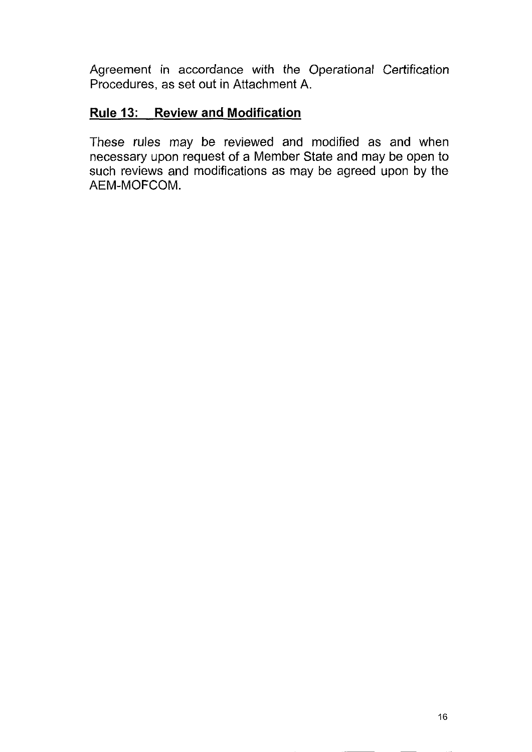Agreement in accordance with the Operational Certification Procedures, as set out in Attachment A.

## Rule 13: Review and Modification

These rules may be reviewed and modified as and when necessary upon request of a Member State and may be open to such reviews and modifications as may be agreed upon by the AEM-MOFCOM.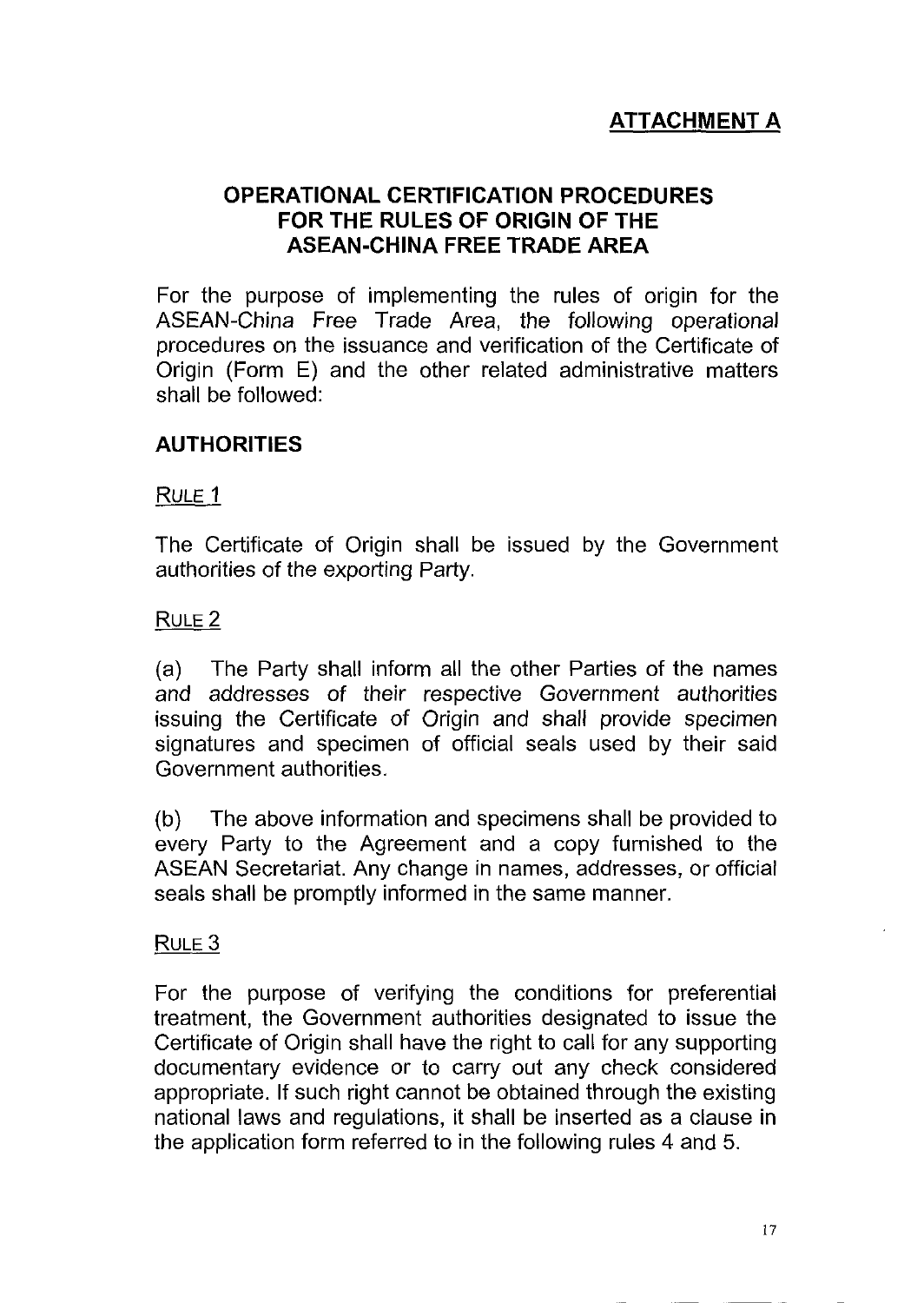**ATTACHMENT A**

# OPERATIONAL CERTIFICATION PROCEDURES FOR THE RULES OF ORIGIN OF THE ASEAN-CHINA FREE TRADE AREA

For the purpose of implementing the rules of origin for the ASEAN-China Free Trade Area, the following operational procedures on the issuance and verification of the Certificate of Origin (Form E) and the other related administrative matters shall be followed:

## AUTHORITIES

RULE 1

The Certificate of Origin shall be issued by the Government authorities of the exporting Party.

RULE 2

(a) The Party shall inform all the other Parties of the names and addresses of their respective Government authorities issuing the Certificate of Origin and shall provide specimen signatures and specimen of official seals used by their said Government authorities.

(b) The above information and specimens shall be provided to every Party to the Agreement and a copy furnished to the ASEAN Secretariat. Any change in names, addresses, or official seals shall be promptly informed in the same manner.

RULE 3

For the purpose of verifying the conditions for preferential treatment, the Government authorities designated to issue the Certificate of Origin shall have the right to call for any supporting documentary evidence or to carry out any check considered appropriate. If such right cannot be obtained through the existing national laws and regulations, it shall be inserted as a clause in the application form referred to in the following rules 4 and 5.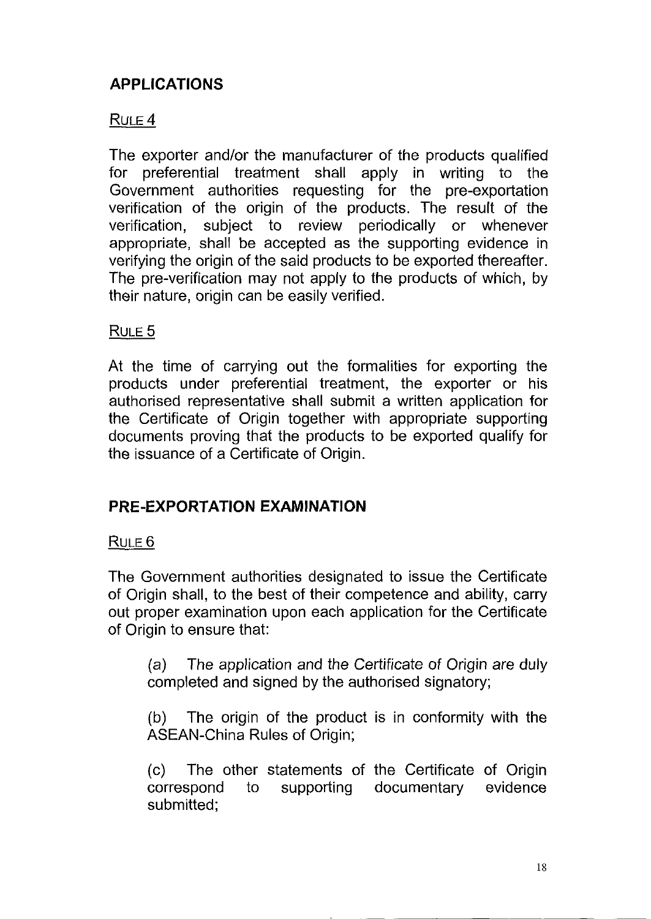## APPLICATIONS

### RULE 4

The exporter and/or the manufacturer of the products qualified for preferential treatment shall apply in writing to the Government authorities requesting for the pre-exportation verification of the origin of the products. The result of the verification, subject to review periodically or whenever appropriate, shall be accepted as the supporting evidence in verifying the origin of the said products to be exported thereafter. The pre-verification may not apply to the products of which, by their nature, origin can be easily verified.

### RULE 5

At the time of carrying out the formalities for exporting the products under preferential treatment, the exporter or his authorised representative shall submit a written application for the Certificate of Origin together with appropriate supporting documents proving that the products to be exported qualify for the issuance of a Certificate of Origin.

## PRE-EXPORTATION EXAMINATION

### RULE 6

The Government authorities designated to issue the Certificate of Origin shall, to the best of their competence and ability, carry out proper examination upon each application for the Certificate of Origin to ensure that:

(a) The application and the Certificate of Origin are duly completed and signed by the authorised signatory;

(b) The origin of the product is in conformity with the ASEAN-China Rules of Origin;

(c) The other statements of the Certificate of Origin correspond to supporting documentary evidence submitted;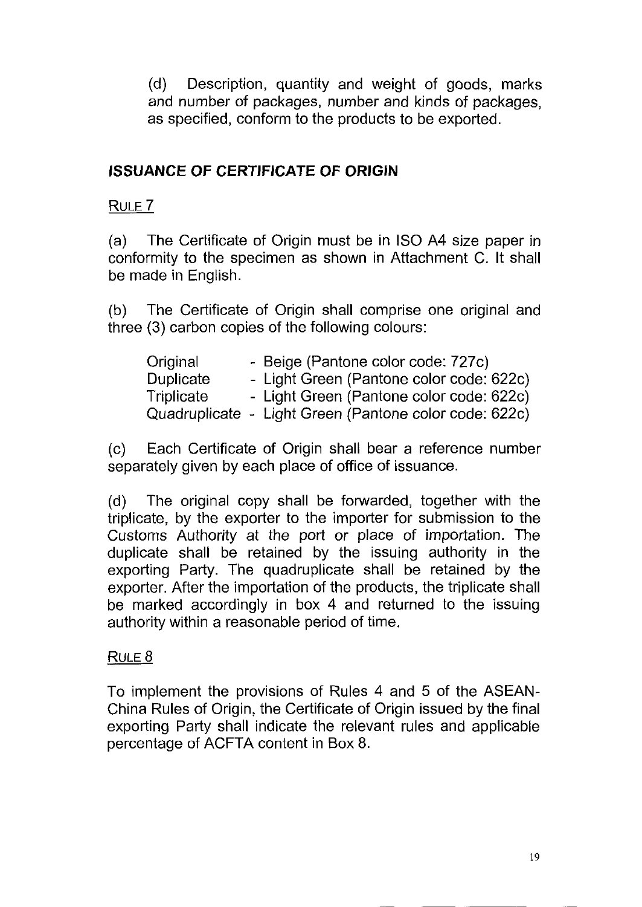(d) Description, quantity and weight of goods, marks and number of packages, number and kinds of packages, as specified, conform to the products to be exported.

## ISSUANCE OF CERTIFICATE OF ORIGIN

RULE 7

(a) The Certificate of Origin must be in ISO A4 size paper in conformity to the specimen as shown in Attachment C. It shall be made in English.

(b) The Certificate of Origin shall comprise one original and three (3) carbon copies of the following colours:

| | |
|---|---|
| Original | - Beige (Pantone color code: 727c) |
| Duplicate | - Light Green (Pantone color code: 622c) |
| Triplicate | - Light Green (Pantone color code: 622c) |
| Quadruplicate | - Light Green (Pantone color code: 622c) |

(c) Each Certificate of Origin shall bear a reference number separately given by each place of office of issuance.

(d) The original copy shall be forwarded, together with the triplicate, by the exporter to the importer for submission to the Customs Authority at the port or place of importation. The duplicate shall be retained by the issuing authority in the exporting Party. The quadruplicate shall be retained by the exporter. After the importation of the products, the triplicate shall be marked accordingly in box 4 and returned to the issuing authority within a reasonable period of time.

RULE 8

To implement the provisions of Rules 4 and 5 of the ASEAN-China Rules of Origin, the Certificate of Origin issued by the final exporting Party shall indicate the relevant rules and applicable percentage of ACFTA content in Box 8.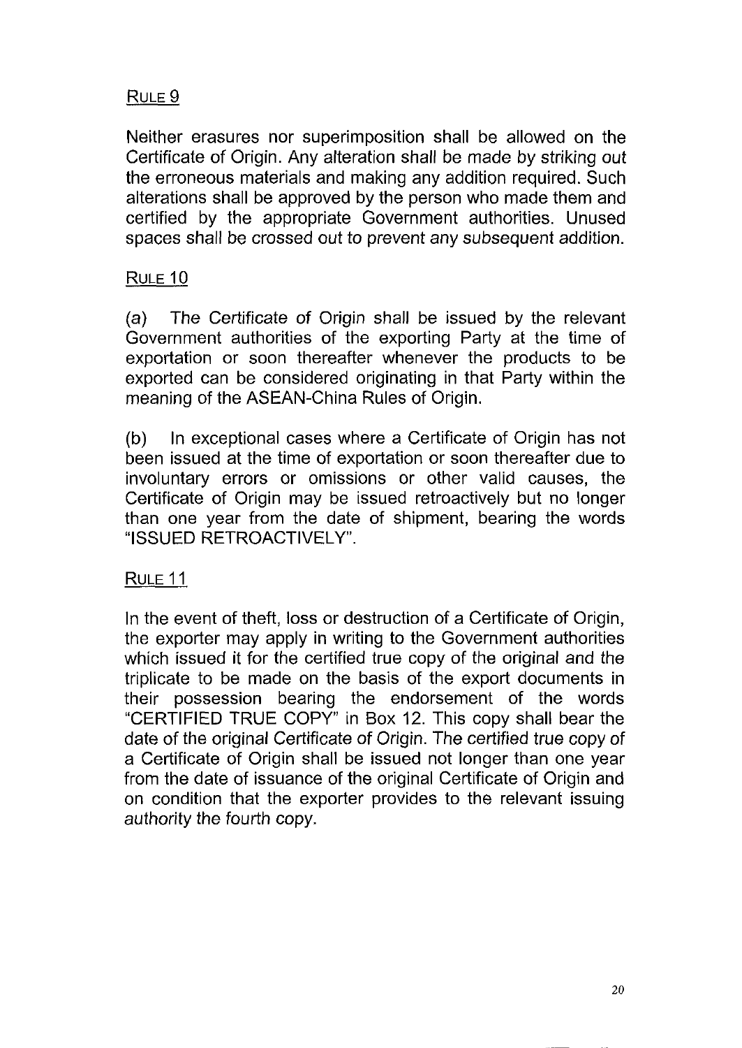## Rule 9

Neither erasures nor superimposition shall be allowed on the Certificate of Origin. Any alteration shall be made by striking out the erroneous materials and making any addition required. Such alterations shall be approved by the person who made them and certified by the appropriate Government authorities. Unused spaces shall be crossed out to prevent any subsequent addition.

## Rule 10

(a) The Certificate of Origin shall be issued by the relevant Government authorities of the exporting Party at the time of exportation or soon thereafter whenever the products to be exported can be considered originating in that Party within the meaning of the ASEAN-China Rules of Origin.

(b) In exceptional cases where a Certificate of Origin has not been issued at the time of exportation or soon thereafter due to involuntary errors or omissions or other valid causes, the Certificate of Origin may be issued retroactively but no longer than one year from the date of shipment, bearing the words "ISSUED RETROACTIVELY".

## Rule 11

In the event of theft, loss or destruction of a Certificate of Origin, the exporter may apply in writing to the Government authorities which issued it for the certified true copy of the original and the triplicate to be made on the basis of the export documents in their possession bearing the endorsement of the words "CERTIFIED TRUE COPY" in Box 12. This copy shall bear the date of the original Certificate of Origin. The certified true copy of a Certificate of Origin shall be issued not longer than one year from the date of issuance of the original Certificate of Origin and on condition that the exporter provides to the relevant issuing authority the fourth copy.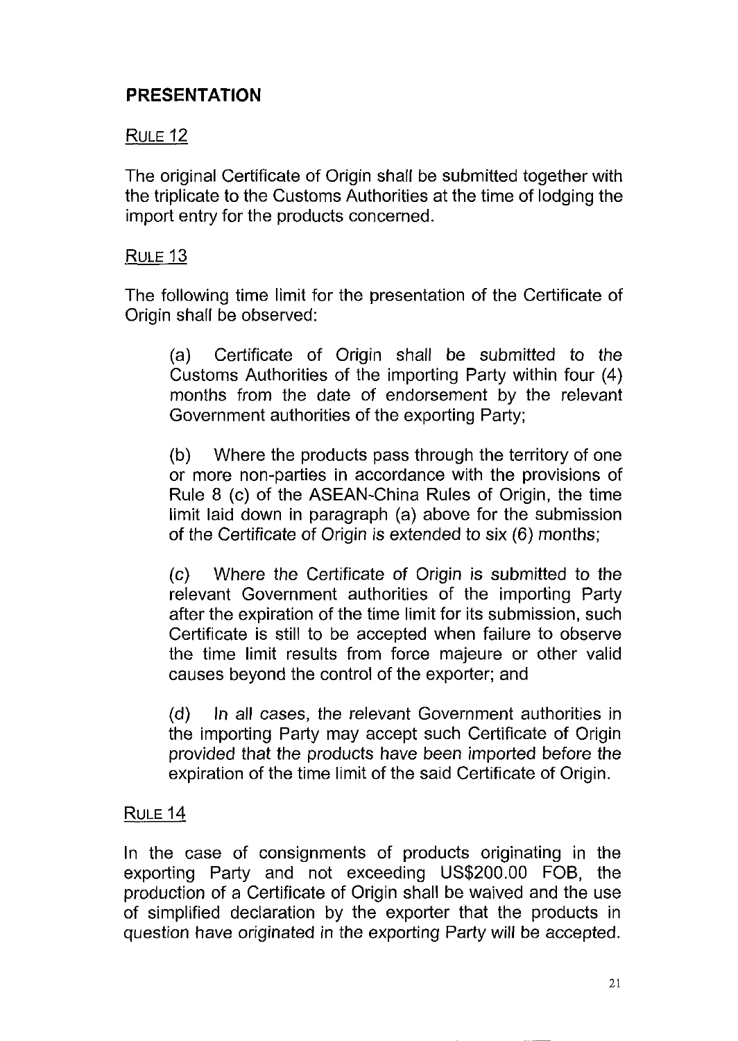## PRESENTATION

### RULE 12

The original Certificate of Origin shall be submitted together with the triplicate to the Customs Authorities at the time of lodging the import entry for the products concerned.

### RULE 13

The following time limit for the presentation of the Certificate of Origin shall be observed:

(a) Certificate of Origin shall be submitted to the Customs Authorities of the importing Party within four (4) months from the date of endorsement by the relevant Government authorities of the exporting Party;

(b) Where the products pass through the territory of one or more non-parties in accordance with the provisions of Rule 8 (c) of the ASEAN-China Rules of Origin, the time limit laid down in paragraph (a) above for the submission of the Certificate of Origin is extended to six (6) months;

(c) Where the Certificate of Origin is submitted to the relevant Government authorities of the importing Party after the expiration of the time limit for its submission, such Certificate is still to be accepted when failure to observe the time limit results from force majeure or other valid causes beyond the control of the exporter; and

(d) In all cases, the relevant Government authorities in the importing Party may accept such Certificate of Origin provided that the products have been imported before the expiration of the time limit of the said Certificate of Origin.

### RULE 14

In the case of consignments of products originating in the exporting Party and not exceeding US$200.00 FOB, the production of a Certificate of Origin shall be waived and the use of simplified declaration by the exporter that the products in question have originated in the exporting Party will be accepted.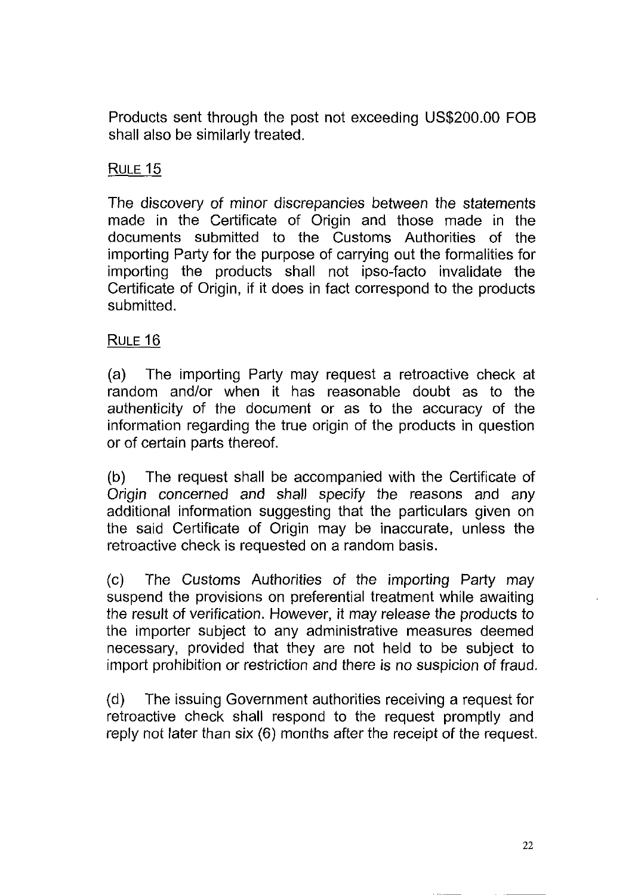Products sent through the post not exceeding US$200.00 FOB shall also be similarly treated.

## Rule 15

The discovery of minor discrepancies between the statements made in the Certificate of Origin and those made in the documents submitted to the Customs Authorities of the importing Party for the purpose of carrying out the formalities for importing the products shall not ipso-facto invalidate the Certificate of Origin, if it does in fact correspond to the products submitted.

## Rule 16

(a) The importing Party may request a retroactive check at random and/or when it has reasonable doubt as to the authenticity of the document or as to the accuracy of the information regarding the true origin of the products in question or of certain parts thereof.

(b) The request shall be accompanied with the Certificate of Origin concerned and shall specify the reasons and any additional information suggesting that the particulars given on the said Certificate of Origin may be inaccurate, unless the retroactive check is requested on a random basis.

(c) The Customs Authorities of the importing Party may suspend the provisions on preferential treatment while awaiting the result of verification. However, it may release the products to the importer subject to any administrative measures deemed necessary, provided that they are not held to be subject to import prohibition or restriction and there is no suspicion of fraud.

(d) The issuing Government authorities receiving a request for retroactive check shall respond to the request promptly and reply not later than six (6) months after the receipt of the request.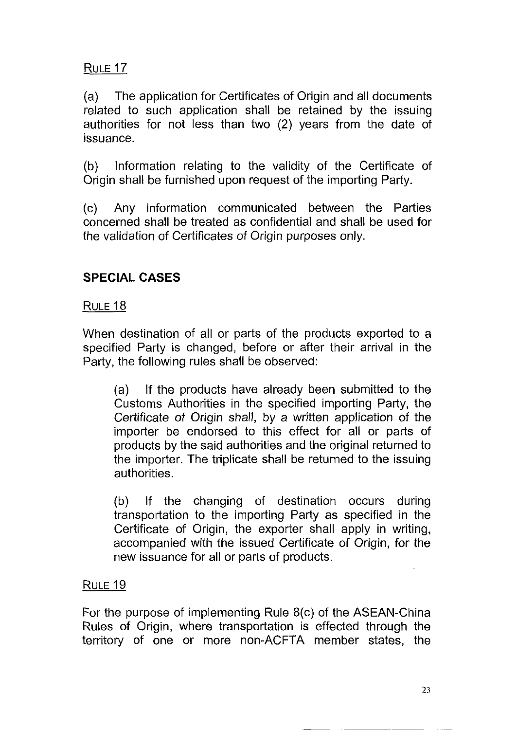<u>RULE 17</u>

(a) The application for Certificates of Origin and all documents related to such application shall be retained by the issuing authorities for not less than two (2) years from the date of issuance.

(b) Information relating to the validity of the Certificate of Origin shall be furnished upon request of the importing Party.

(c) Any information communicated between the Parties concerned shall be treated as confidential and shall be used for the validation of Certificates of Origin purposes only.

## SPECIAL CASES

<u>RULE 18</u>

When destination of all or parts of the products exported to a specified Party is changed, before or after their arrival in the Party, the following rules shall be observed:

> (a) If the products have already been submitted to the Customs Authorities in the specified importing Party, the Certificate of Origin shall, by a written application of the importer be endorsed to this effect for all or parts of products by the said authorities and the original returned to the importer. The triplicate shall be returned to the issuing authorities.
>
> (b) If the changing of destination occurs during transportation to the importing Party as specified in the Certificate of Origin, the exporter shall apply in writing, accompanied with the issued Certificate of Origin, for the new issuance for all or parts of products.

<u>RULE 19</u>

For the purpose of implementing Rule 8(c) of the ASEAN-China Rules of Origin, where transportation is effected through the territory of one or more non-ACFTA member states, the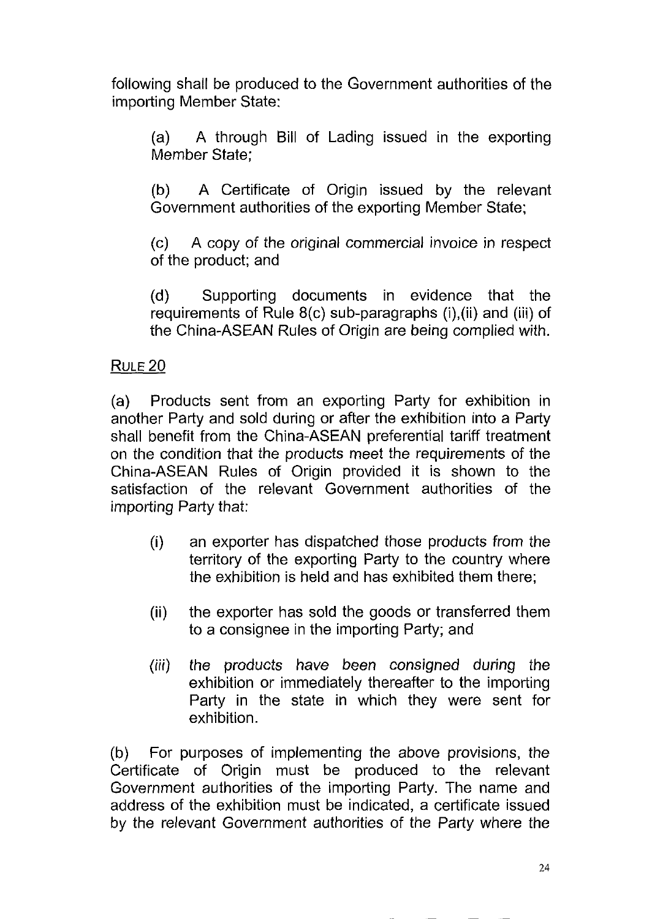following shall be produced to the Government authorities of the importing Member State:

(a) A through Bill of Lading issued in the exporting Member State;

(b) A Certificate of Origin issued by the relevant Government authorities of the exporting Member State;

(c) A copy of the original commercial invoice in respect of the product; and

(d) Supporting documents in evidence that the requirements of Rule 8(c) sub-paragraphs (i),(ii) and (iii) of the China-ASEAN Rules of Origin are being complied with.

RULE 20

(a) Products sent from an exporting Party for exhibition in another Party and sold during or after the exhibition into a Party shall benefit from the China-ASEAN preferential tariff treatment on the condition that the products meet the requirements of the China-ASEAN Rules of Origin provided it is shown to the satisfaction of the relevant Government authorities of the importing Party that:

(i) an exporter has dispatched those products from the territory of the exporting Party to the country where the exhibition is held and has exhibited them there;

(ii) the exporter has sold the goods or transferred them to a consignee in the importing Party; and

(iii) the products have been consigned during the exhibition or immediately thereafter to the importing Party in the state in which they were sent for exhibition.

(b) For purposes of implementing the above provisions, the Certificate of Origin must be produced to the relevant Government authorities of the importing Party. The name and address of the exhibition must be indicated, a certificate issued by the relevant Government authorities of the Party where the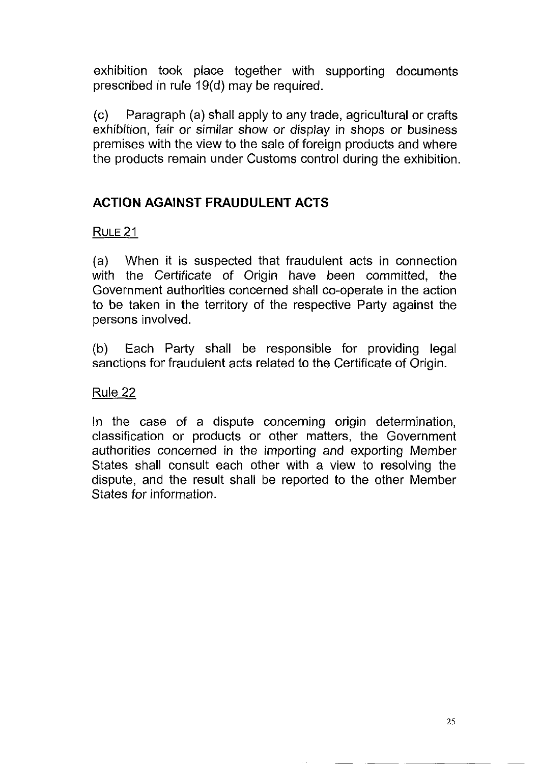exhibition took place together with supporting documents prescribed in rule 19(d) may be required.

(c) Paragraph (a) shall apply to any trade, agricultural or crafts exhibition, fair or similar show or display in shops or business premises with the view to the sale of foreign products and where the products remain under Customs control during the exhibition.

## ACTION AGAINST FRAUDULENT ACTS

RULE 21

(a) When it is suspected that fraudulent acts in connection with the Certificate of Origin have been committed, the Government authorities concerned shall co-operate in the action to be taken in the territory of the respective Party against the persons involved.

(b) Each Party shall be responsible for providing legal sanctions for fraudulent acts related to the Certificate of Origin.

Rule 22

In the case of a dispute concerning origin determination, classification or products or other matters, the Government authorities concerned in the importing and exporting Member States shall consult each other with a view to resolving the dispute, and the result shall be reported to the other Member States for information.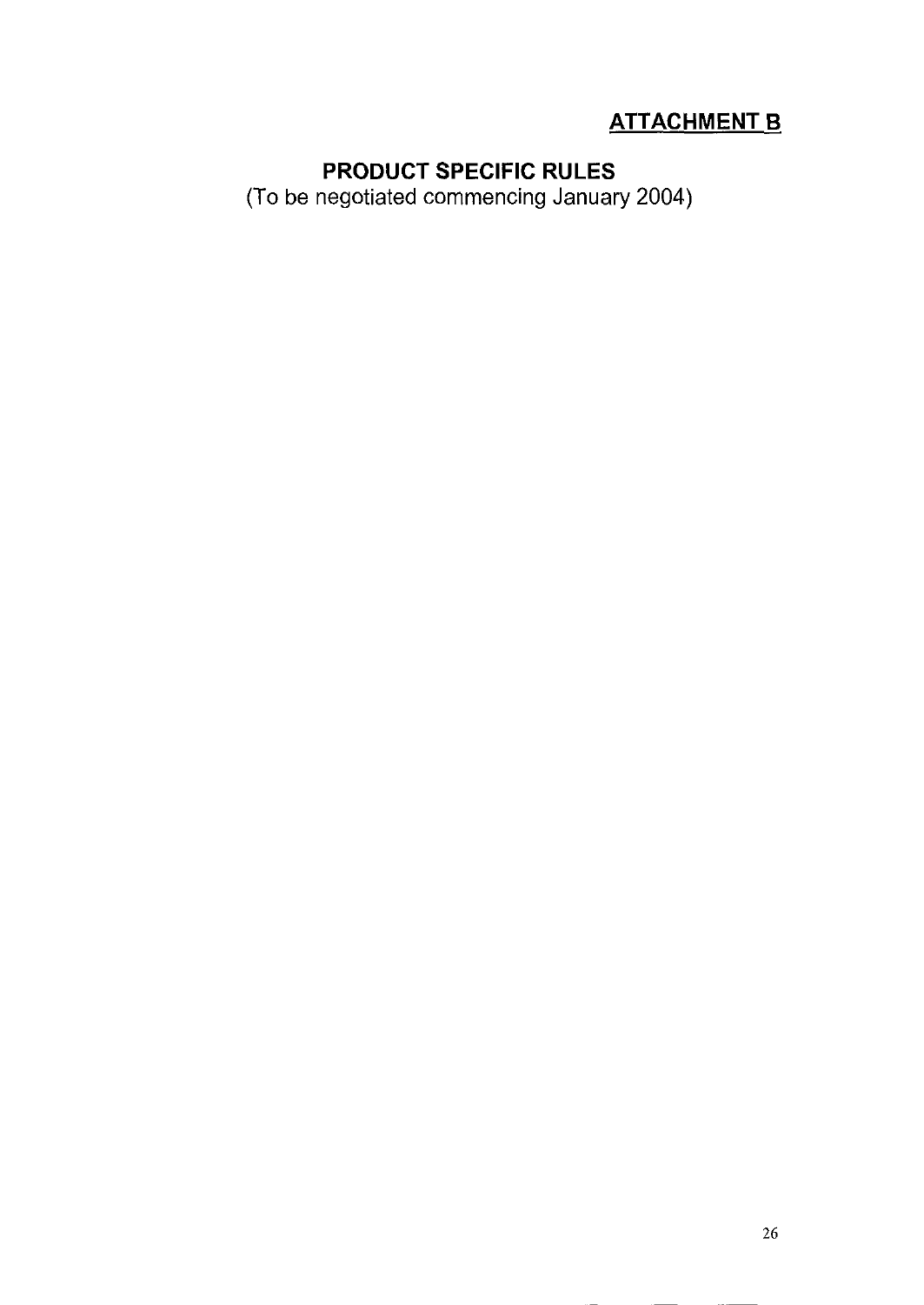**ATTACHMENT B**

## PRODUCT SPECIFIC RULES

(To be negotiated commencing January 2004)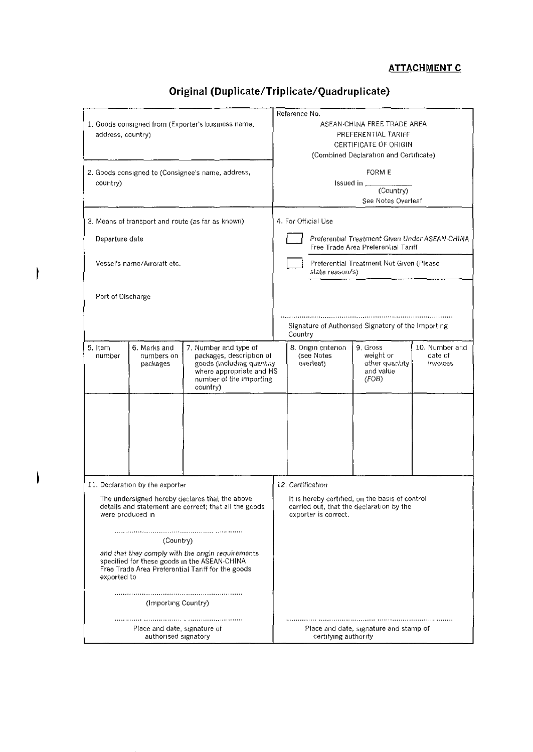**ATTACHMENT C**

## Original (Duplicate/Triplicate/Quadruplicate)

| | |
|---|---|
| 1. Goods consigned from (Exporter's business name, address, country) | Reference No.<br>ASEAN-CHINA FREE TRADE AREA<br>PREFERENTIAL TARIFF<br>CERTIFICATE OF ORIGIN<br>(Combined Declaration and Certificate) |
| 2. Goods consigned to (Consignee's name, address, country) | FORM E<br>Issued in \_\_\_\_\_\_\_\_\_\_<br>(Country)<br>See Notes Overleaf |
| 3. Means of transport and route (as far as known)<br><br>Departure date<br><br>Vessel's name/Aircraft etc.<br><br>Port of Discharge | 4. For Official Use<br><br>☐ Preferential Treatment Given Under ASEAN-CHINA Free Trade Area Preferential Tariff<br><br>☐ Preferential Treatment Not Given (Please state reason/s)<br><br>.................................................................................<br>Signature of Authorised Signatory of the Importing Country |

| 5. Item number | 6. Marks and numbers on packages | 7. Number and type of packages, description of goods (including quantity where appropriate and HS number of the importing country) | 8. Origin criterion (see Notes overleaf) | 9. Gross weight or other quantity and value (FOB) | 10. Number and date of invoices |
|---|---|---|---|---|---|
| | | | | | |

| | |
|---|---|
| 11. Declaration by the exporter<br><br>The undersigned hereby declares that the above details and statement are correct; that all the goods were produced in<br><br>..............................................................<br>(Country)<br><br>*and that they comply with the origin requirements specified for these goods in the ASEAN-CHINA Free Trade Area Preferential Tariff for the goods exported to*<br><br>..............................................................<br>(Importing Country)<br><br>..............................................................<br>Place and date, signature of authorised signatory | *12. Certification*<br><br>It is hereby certified, on the basis of control carried out, that the declaration by the exporter is correct.<br><br><br><br><br><br><br><br>..............................................................<br>Place and date, signature and stamp of certifying authority |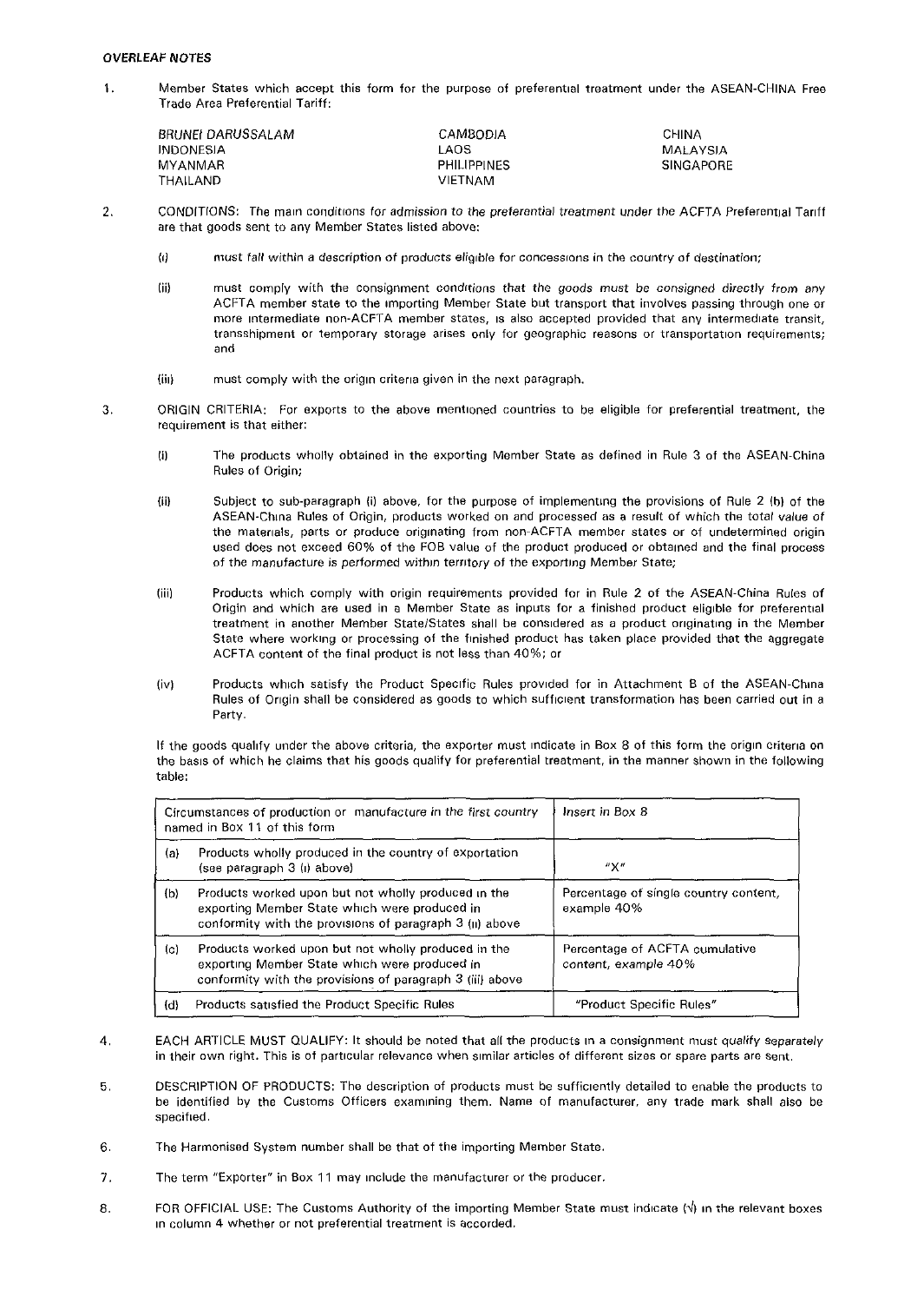***OVERLEAF NOTES***

1. Member States which accept this form for the purpose of preferential treatment under the ASEAN-CHINA Free Trade Area Preferential Tariff:

| | | |
|---|---|---|
| BRUNEI DARUSSALAM | CAMBODIA | CHINA |
| INDONESIA | LAOS | MALAYSIA |
| MYANMAR | PHILIPPINES | SINGAPORE |
| THAILAND | VIETNAM | |

2. CONDITIONS: The main conditions for admission to the preferential treatment under the ACFTA Preferential Tariff are that goods sent to any Member States listed above:

   (i) must fall within a description of products eligible for concessions in the country of destination;

   (ii) must comply with the consignment conditions that the goods must be consigned directly from any ACFTA member state to the importing Member State but transport that involves passing through one or more intermediate non-ACFTA member states, is also accepted provided that any intermediate transit, transshipment or temporary storage arises only for geographic reasons or transportation requirements; and

   (iii) must comply with the origin criteria given in the next paragraph.

3. ORIGIN CRITERIA: For exports to the above mentioned countries to be eligible for preferential treatment, the requirement is that either:

   (i) The products wholly obtained in the exporting Member State as defined in Rule 3 of the ASEAN-China Rules of Origin;

   (ii) Subject to sub-paragraph (i) above, for the purpose of implementing the provisions of Rule 2 (b) of the ASEAN-China Rules of Origin, products worked on and processed as a result of which the total value of the materials, parts or produce originating from non-ACFTA member states or of undetermined origin used does not exceed 60% of the FOB value of the product produced or obtained and the final process of the manufacture is performed within territory of the exporting Member State;

   (iii) Products which comply with origin requirements provided for in Rule 2 of the ASEAN-China Rules of Origin and which are used in a Member State as inputs for a finished product eligible for preferential treatment in another Member State/States shall be considered as a product originating in the Member State where working or processing of the finished product has taken place provided that the aggregate ACFTA content of the final product is not less than 40%; or

   (iv) Products which satisfy the Product Specific Rules provided for in Attachment B of the ASEAN-China Rules of Origin shall be considered as goods to which sufficient transformation has been carried out in a Party.

   If the goods qualify under the above criteria, the exporter must indicate in Box 8 of this form the origin criteria on the basis of which he claims that his goods qualify for preferential treatment, in the manner shown in the following table:

| Circumstances of production or manufacture in the first country named in Box 11 of this form | | Insert in Box 8 |
|---|---|---|
| (a) | Products wholly produced in the country of exportation (see paragraph 3 (i) above) | "X" |
| (b) | Products worked upon but not wholly produced in the exporting Member State which were produced in conformity with the provisions of paragraph 3 (ii) above | Percentage of single country content, example 40% |
| (c) | Products worked upon but not wholly produced in the exporting Member State which were produced in conformity with the provisions of paragraph 3 (iii) above | Percentage of ACFTA cumulative content, example 40% |
| (d) | Products satisfied the Product Specific Rules | "Product Specific Rules" |

4. EACH ARTICLE MUST QUALIFY: It should be noted that all the products in a consignment must qualify separately in their own right. This is of particular relevance when similar articles of different sizes or spare parts are sent.

5. DESCRIPTION OF PRODUCTS: The description of products must be sufficiently detailed to enable the products to be identified by the Customs Officers examining them. Name of manufacturer, any trade mark shall also be specified.

6. The Harmonised System number shall be that of the importing Member State.

7. The term "Exporter" in Box 11 may include the manufacturer or the producer.

8. FOR OFFICIAL USE: The Customs Authority of the importing Member State must indicate (√) in the relevant boxes in column 4 whether or not preferential treatment is accorded.